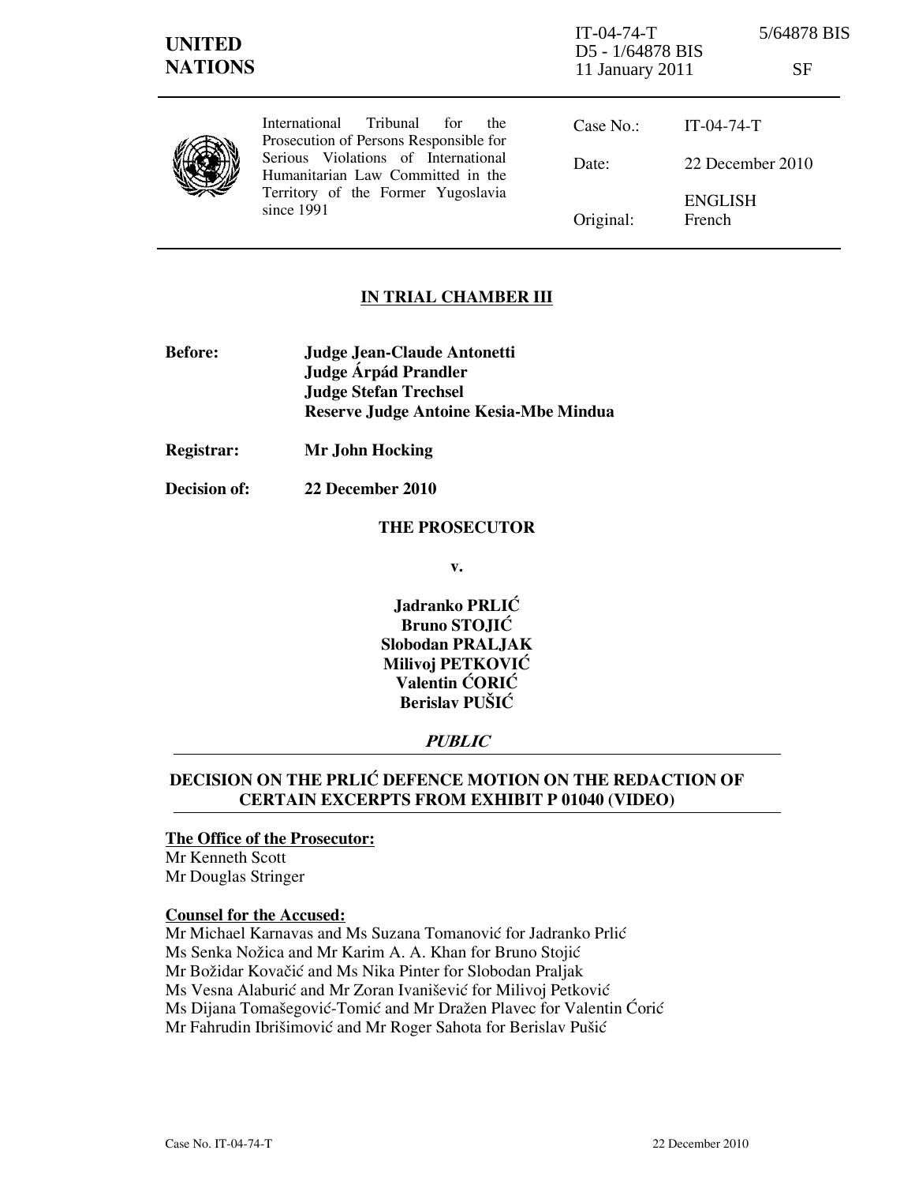**UNITED NATIONS**

IT-04-74-T 5/64878 BIS
D5 - 1/64878 BIS
11 January 2011 SF

International Tribunal for the Prosecution of Persons Responsible for Serious Violations of International Humanitarian Law Committed in the Territory of the Former Yugoslavia since 1991

| | |
|---|---|
| Case No.: | IT-04-74-T |
| Date: | 22 December 2010 |
| Original: | ENGLISH French |

## IN TRIAL CHAMBER III

**Before:** **Judge Jean-Claude Antonetti**
**Judge Árpád Prandler**
**Judge Stefan Trechsel**
**Reserve Judge Antoine Kesia-Mbe Mindua**

**Registrar:** **Mr John Hocking**

**Decision of:** **22 December 2010**

**THE PROSECUTOR**

**v.**

**Jadranko PRLIĆ**
**Bruno STOJIĆ**
**Slobodan PRALJAK**
**Milivoj PETKOVIĆ**
**Valentin ĆORIĆ**
**Berislav PUŠIĆ**

***PUBLIC***

## DECISION ON THE PRLIĆ DEFENCE MOTION ON THE REDACTION OF CERTAIN EXCERPTS FROM EXHIBIT P 01040 (VIDEO)

**The Office of the Prosecutor:**
Mr Kenneth Scott
Mr Douglas Stringer

**Counsel for the Accused:**
Mr Michael Karnavas and Ms Suzana Tomanović for Jadranko Prlić
Ms Senka Nožica and Mr Karim A. A. Khan for Bruno Stojić
Mr Božidar Kovačić and Ms Nika Pinter for Slobodan Praljak
Ms Vesna Alaburić and Mr Zoran Ivanišević for Milivoj Petković
Ms Dijana Tomašegović-Tomić and Mr Dražen Plavec for Valentin Ćorić
Mr Fahrudin Ibrišimović and Mr Roger Sahota for Berislav Pušić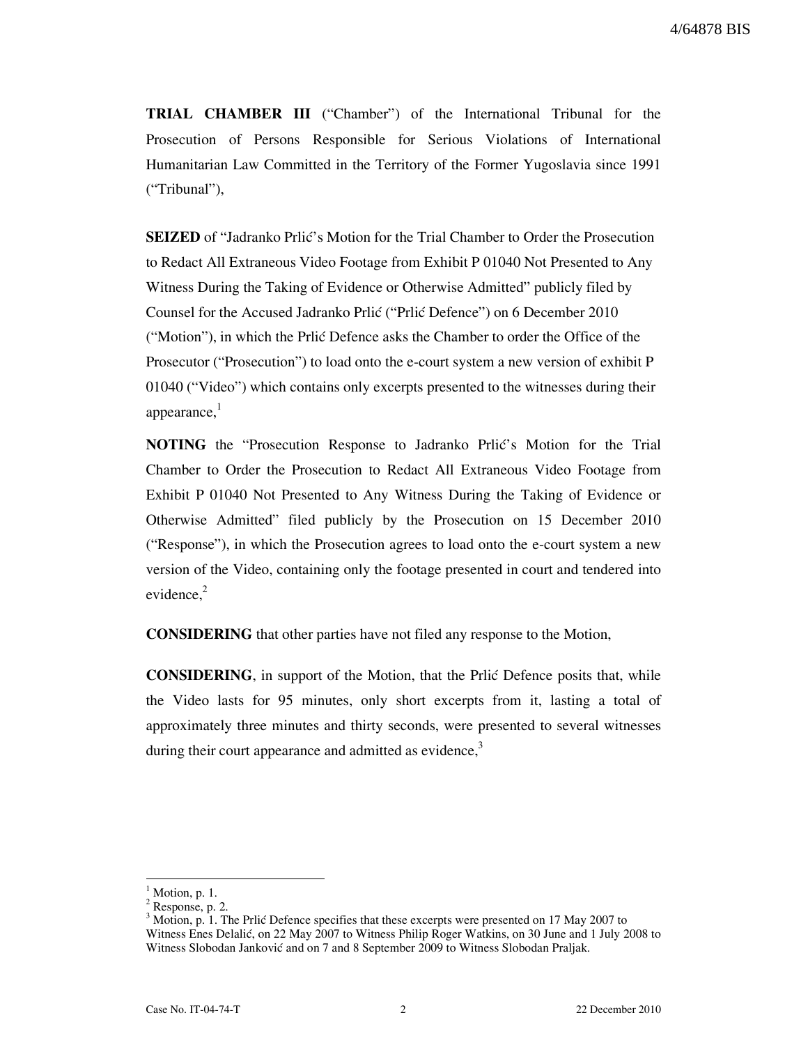**TRIAL CHAMBER III** ("Chamber") of the International Tribunal for the Prosecution of Persons Responsible for Serious Violations of International Humanitarian Law Committed in the Territory of the Former Yugoslavia since 1991 ("Tribunal"),

**SEIZED** of "Jadranko Prlić's Motion for the Trial Chamber to Order the Prosecution to Redact All Extraneous Video Footage from Exhibit P 01040 Not Presented to Any Witness During the Taking of Evidence or Otherwise Admitted" publicly filed by Counsel for the Accused Jadranko Prlić ("Prlić Defence") on 6 December 2010 ("Motion"), in which the Prlić Defence asks the Chamber to order the Office of the Prosecutor ("Prosecution") to load onto the e-court system a new version of exhibit P 01040 ("Video") which contains only excerpts presented to the witnesses during their appearance,[1]

**NOTING** the "Prosecution Response to Jadranko Prlić's Motion for the Trial Chamber to Order the Prosecution to Redact All Extraneous Video Footage from Exhibit P 01040 Not Presented to Any Witness During the Taking of Evidence or Otherwise Admitted" filed publicly by the Prosecution on 15 December 2010 ("Response"), in which the Prosecution agrees to load onto the e-court system a new version of the Video, containing only the footage presented in court and tendered into evidence,[2]

**CONSIDERING** that other parties have not filed any response to the Motion,

**CONSIDERING**, in support of the Motion, that the Prlić Defence posits that, while the Video lasts for 95 minutes, only short excerpts from it, lasting a total of approximately three minutes and thirty seconds, were presented to several witnesses during their court appearance and admitted as evidence,[3]

---

[1] Motion, p. 1.

[2] Response, p. 2.

[3] Motion, p. 1. The Prlić Defence specifies that these excerpts were presented on 17 May 2007 to Witness Enes Delalić, on 22 May 2007 to Witness Philip Roger Watkins, on 30 June and 1 July 2008 to Witness Slobodan Janković and on 7 and 8 September 2009 to Witness Slobodan Praljak.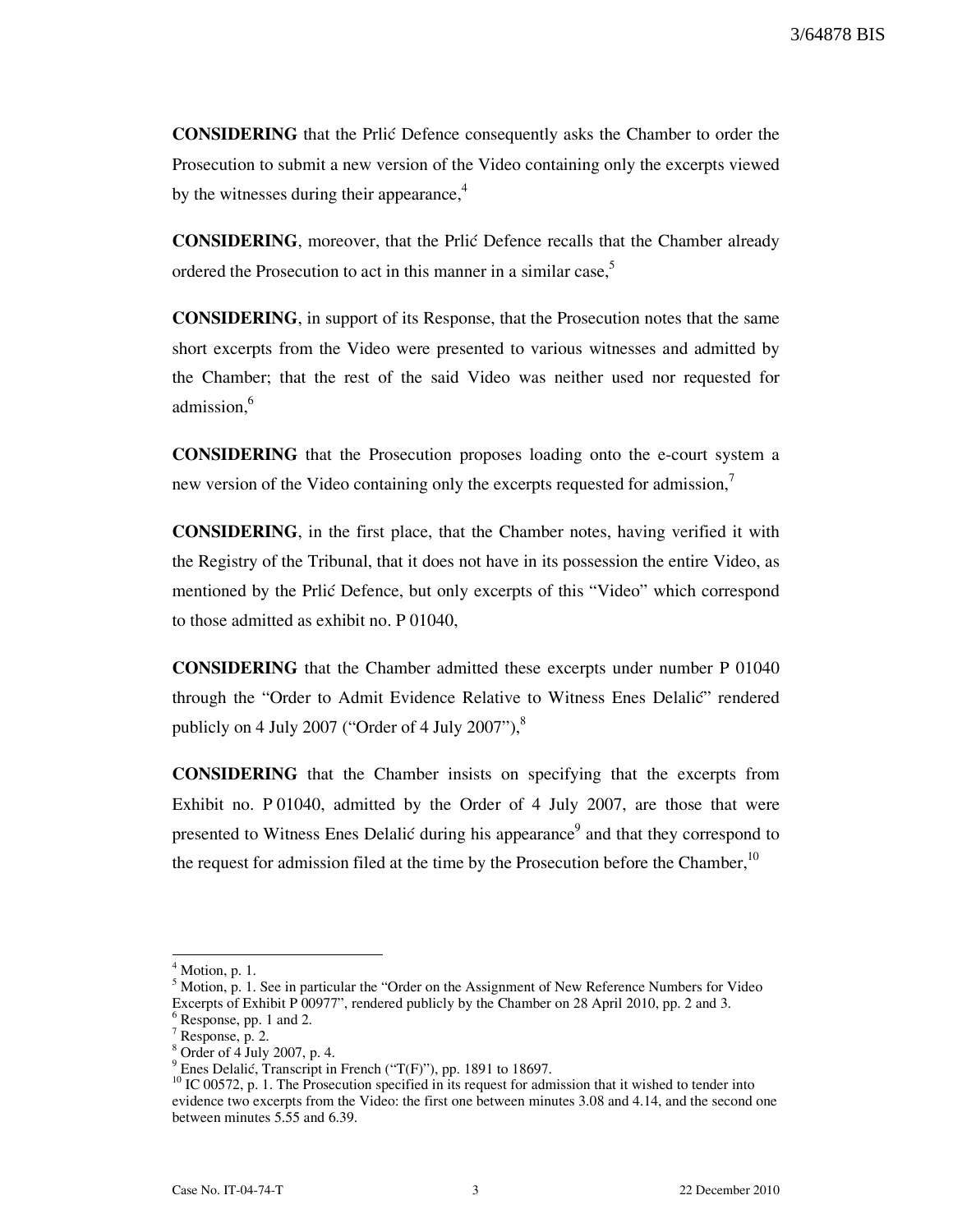**CONSIDERING** that the Prlić Defence consequently asks the Chamber to order the Prosecution to submit a new version of the Video containing only the excerpts viewed by the witnesses during their appearance,[4]

**CONSIDERING**, moreover, that the Prlić Defence recalls that the Chamber already ordered the Prosecution to act in this manner in a similar case,[5]

**CONSIDERING**, in support of its Response, that the Prosecution notes that the same short excerpts from the Video were presented to various witnesses and admitted by the Chamber; that the rest of the said Video was neither used nor requested for admission,[6]

**CONSIDERING** that the Prosecution proposes loading onto the e-court system a new version of the Video containing only the excerpts requested for admission,[7]

**CONSIDERING**, in the first place, that the Chamber notes, having verified it with the Registry of the Tribunal, that it does not have in its possession the entire Video, as mentioned by the Prlić Defence, but only excerpts of this "Video" which correspond to those admitted as exhibit no. P 01040,

**CONSIDERING** that the Chamber admitted these excerpts under number P 01040 through the "Order to Admit Evidence Relative to Witness Enes Delalić" rendered publicly on 4 July 2007 ("Order of 4 July 2007"),[8]

**CONSIDERING** that the Chamber insists on specifying that the excerpts from Exhibit no. P 01040, admitted by the Order of 4 July 2007, are those that were presented to Witness Enes Delalić during his appearance[9] and that they correspond to the request for admission filed at the time by the Prosecution before the Chamber,[10]

---

[4] Motion, p. 1.

[5] Motion, p. 1. See in particular the "Order on the Assignment of New Reference Numbers for Video Excerpts of Exhibit P 00977", rendered publicly by the Chamber on 28 April 2010, pp. 2 and 3.

[6] Response, pp. 1 and 2.

[7] Response, p. 2.

[8] Order of 4 July 2007, p. 4.

[9] Enes Delalić, Transcript in French ("T(F)"), pp. 1891 to 18697.

[10] IC 00572, p. 1. The Prosecution specified in its request for admission that it wished to tender into evidence two excerpts from the Video: the first one between minutes 3.08 and 4.14, and the second one between minutes 5.55 and 6.39.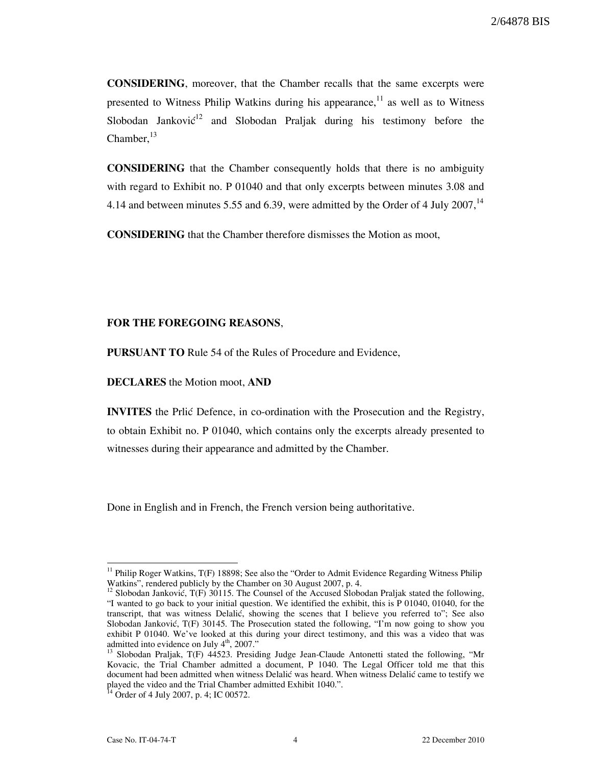**CONSIDERING**, moreover, that the Chamber recalls that the same excerpts were presented to Witness Philip Watkins during his appearance,[11] as well as to Witness Slobodan Janković[12] and Slobodan Praljak during his testimony before the Chamber,[13]

**CONSIDERING** that the Chamber consequently holds that there is no ambiguity with regard to Exhibit no. P 01040 and that only excerpts between minutes 3.08 and 4.14 and between minutes 5.55 and 6.39, were admitted by the Order of 4 July 2007,[14]

**CONSIDERING** that the Chamber therefore dismisses the Motion as moot,

**FOR THE FOREGOING REASONS**,

**PURSUANT TO** Rule 54 of the Rules of Procedure and Evidence,

**DECLARES** the Motion moot, **AND**

**INVITES** the Prlić Defence, in co-ordination with the Prosecution and the Registry, to obtain Exhibit no. P 01040, which contains only the excerpts already presented to witnesses during their appearance and admitted by the Chamber.

Done in English and in French, the French version being authoritative.

---

[11] Philip Roger Watkins, T(F) 18898; See also the "Order to Admit Evidence Regarding Witness Philip Watkins", rendered publicly by the Chamber on 30 August 2007, p. 4.

[12] Slobodan Janković, T(F) 30115. The Counsel of the Accused Slobodan Praljak stated the following, "I wanted to go back to your initial question. We identified the exhibit, this is P 01040, 01040, for the transcript, that was witness Delalić, showing the scenes that I believe you referred to"; See also Slobodan Janković, T(F) 30145. The Prosecution stated the following, "I'm now going to show you exhibit P 01040. We've looked at this during your direct testimony, and this was a video that was admitted into evidence on July 4th, 2007."

[13] Slobodan Praljak, T(F) 44523. Presiding Judge Jean-Claude Antonetti stated the following, "Mr Kovacic, the Trial Chamber admitted a document, P 1040. The Legal Officer told me that this document had been admitted when witness Delalić was heard. When witness Delalić came to testify we played the video and the Trial Chamber admitted Exhibit 1040.".

[14] Order of 4 July 2007, p. 4; IC 00572.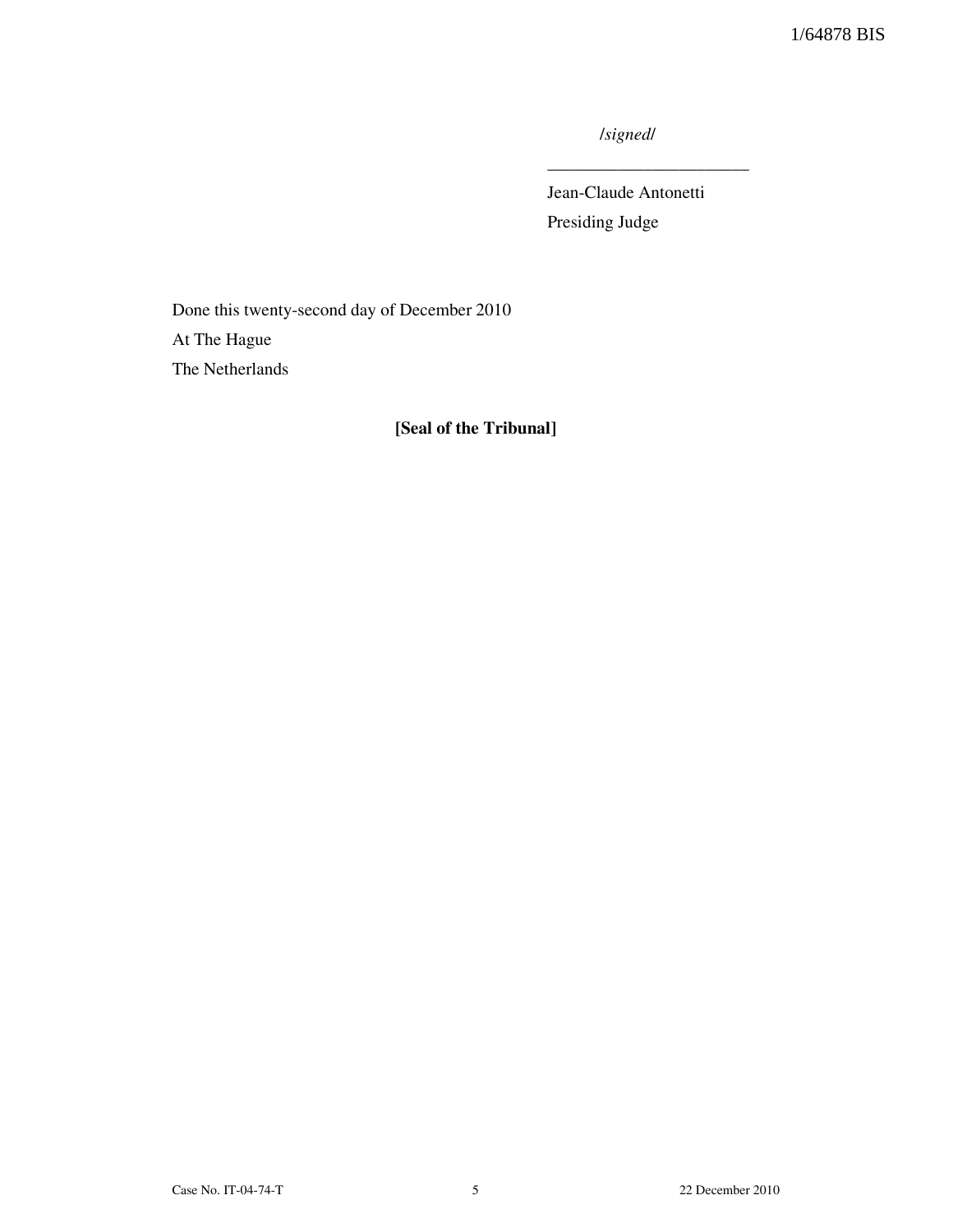*/signed/*

\_\_\_\_\_\_\_\_\_\_\_\_\_\_\_\_\_\_\_\_\_\_\_

Jean-Claude Antonetti

Presiding Judge

Done this twenty-second day of December 2010

At The Hague

The Netherlands

**[Seal of the Tribunal]**